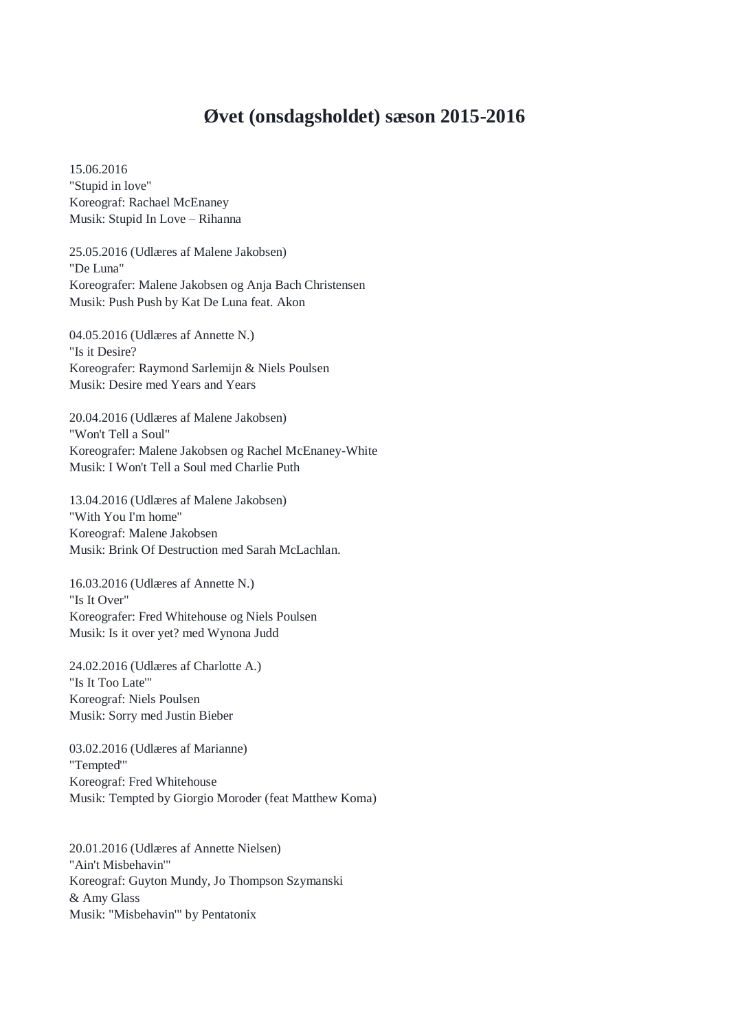# Øvet (onsdagsholdet) sæson 2015-2016

15.06.2016
"Stupid in love"
Koreograf: Rachael McEnaney
Musik: Stupid In Love – Rihanna

25.05.2016 (Udlæres af Malene Jakobsen)
"De Luna"
Koreografer: Malene Jakobsen og Anja Bach Christensen
Musik: Push Push by Kat De Luna feat. Akon

04.05.2016 (Udlæres af Annette N.)
"Is it Desire?
Koreografer: Raymond Sarlemijn & Niels Poulsen
Musik: Desire med Years and Years

20.04.2016 (Udlæres af Malene Jakobsen)
"Won't Tell a Soul"
Koreografer: Malene Jakobsen og Rachel McEnaney-White
Musik: I Won't Tell a Soul med Charlie Puth

13.04.2016 (Udlæres af Malene Jakobsen)
"With You I'm home"
Koreograf: Malene Jakobsen
Musik: Brink Of Destruction med Sarah McLachlan.

16.03.2016 (Udlæres af Annette N.)
"Is It Over"
Koreografer: Fred Whitehouse og Niels Poulsen
Musik: Is it over yet? med Wynona Judd

24.02.2016 (Udlæres af Charlotte A.)
"Is It Too Late'"
Koreograf: Niels Poulsen
Musik: Sorry med Justin Bieber

03.02.2016 (Udlæres af Marianne)
"Tempted'"
Koreograf: Fred Whitehouse
Musik: Tempted by Giorgio Moroder (feat Matthew Koma)

20.01.2016 (Udlæres af Annette Nielsen)
"Ain't Misbehavin'"
Koreograf: Guyton Mundy, Jo Thompson Szymanski
& Amy Glass
Musik: "Misbehavin'" by Pentatonix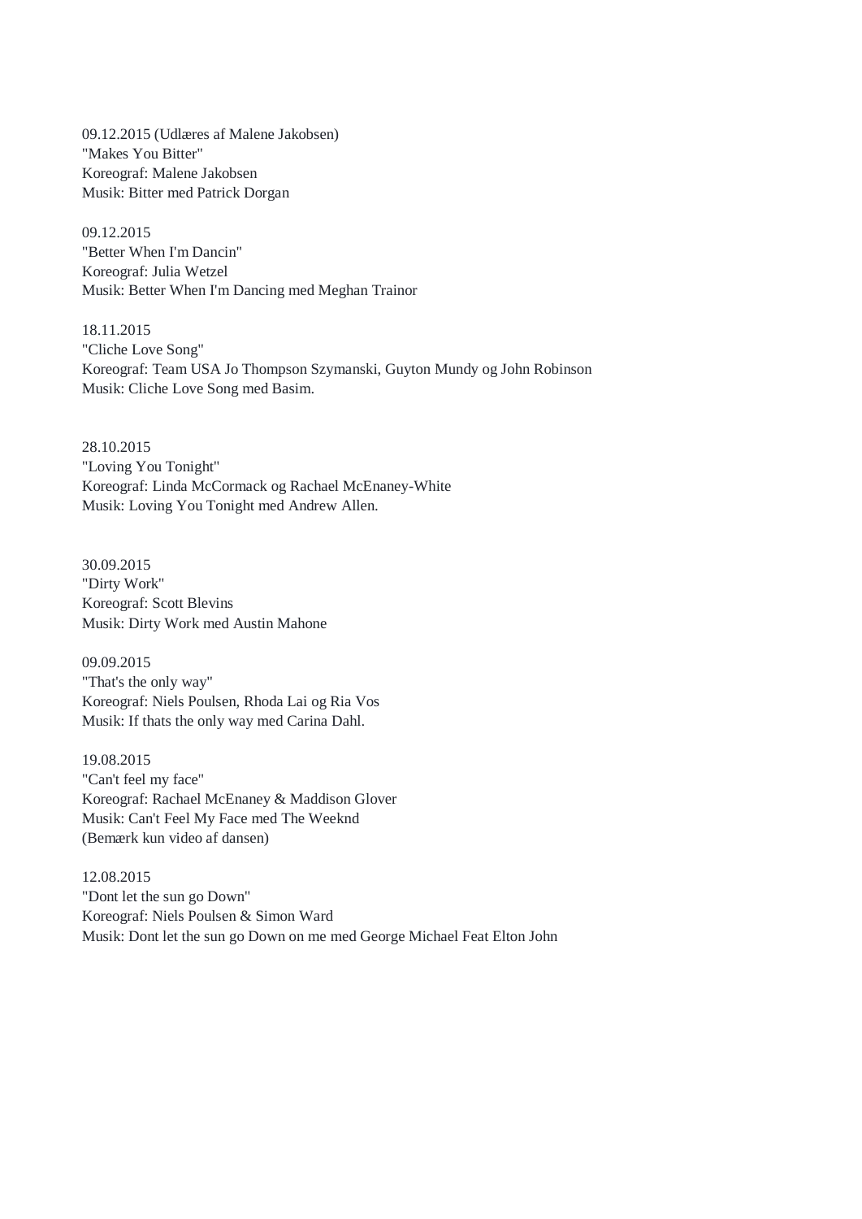09.12.2015 (Udlæres af Malene Jakobsen)
"Makes You Bitter"
Koreograf: Malene Jakobsen
Musik: Bitter med Patrick Dorgan

09.12.2015
"Better When I'm Dancin"
Koreograf: Julia Wetzel
Musik: Better When I'm Dancing med Meghan Trainor

18.11.2015
"Cliche Love Song"
Koreograf: Team USA Jo Thompson Szymanski, Guyton Mundy og John Robinson
Musik: Cliche Love Song med Basim.

28.10.2015
"Loving You Tonight"
Koreograf: Linda McCormack og Rachael McEnaney-White
Musik: Loving You Tonight med Andrew Allen.

30.09.2015
"Dirty Work"
Koreograf: Scott Blevins
Musik: Dirty Work med Austin Mahone

09.09.2015
"That's the only way"
Koreograf: Niels Poulsen, Rhoda Lai og Ria Vos
Musik: If thats the only way med Carina Dahl.

19.08.2015
"Can't feel my face"
Koreograf: Rachael McEnaney & Maddison Glover
Musik: Can't Feel My Face med The Weeknd
(Bemærk kun video af dansen)

12.08.2015
"Dont let the sun go Down"
Koreograf: Niels Poulsen & Simon Ward
Musik: Dont let the sun go Down on me med George Michael Feat Elton John